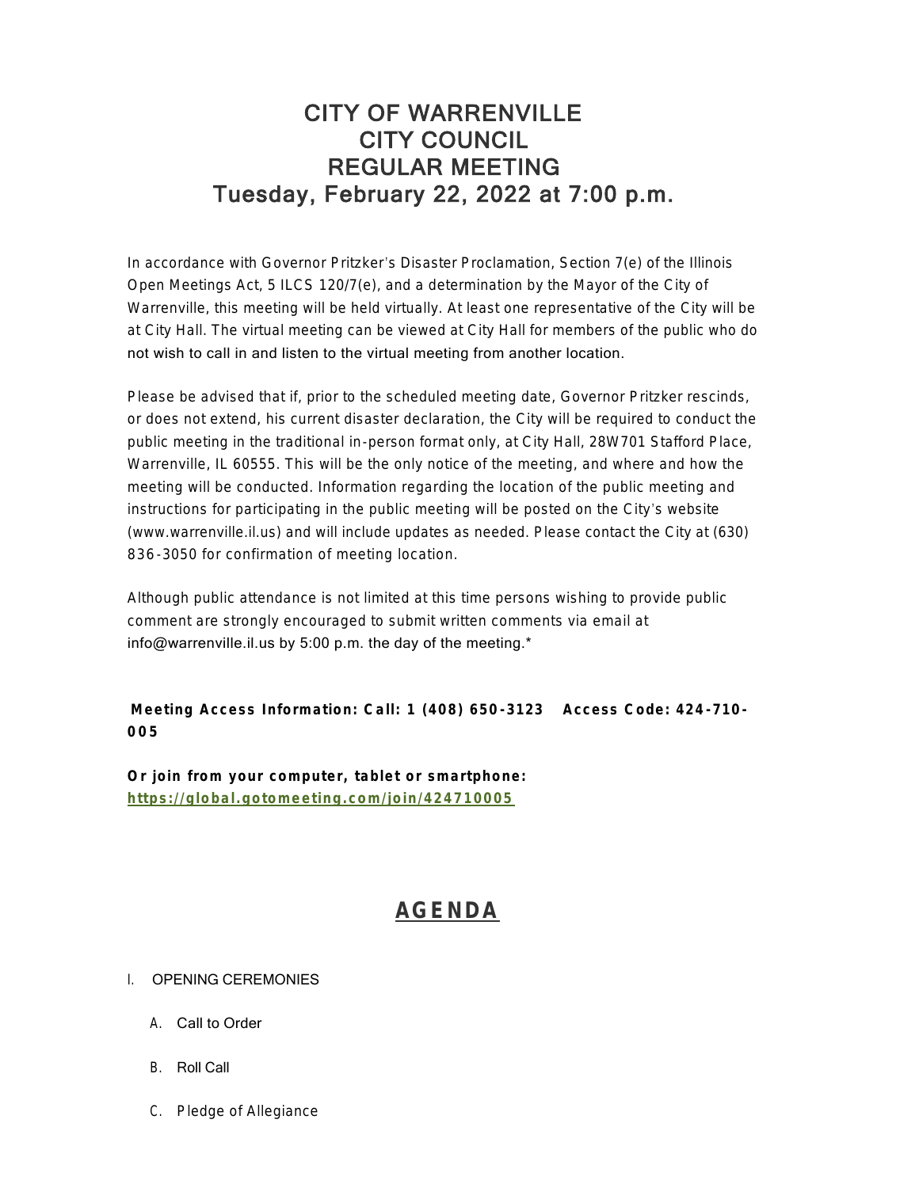# CITY OF WARRENVILLE
# CITY COUNCIL
# REGULAR MEETING
# Tuesday, February 22, 2022 at 7:00 p.m.

In accordance with Governor Pritzker's Disaster Proclamation, Section 7(e) of the Illinois Open Meetings Act, 5 ILCS 120/7(e), and a determination by the Mayor of the City of Warrenville, this meeting will be held virtually. At least one representative of the City will be at City Hall. The virtual meeting can be viewed at City Hall for members of the public who do not wish to call in and listen to the virtual meeting from another location.

Please be advised that if, prior to the scheduled meeting date, Governor Pritzker rescinds, or does not extend, his current disaster declaration, the City will be required to conduct the public meeting in the traditional in-person format only, at City Hall, 28W701 Stafford Place, Warrenville, IL 60555. This will be the only notice of the meeting, and where and how the meeting will be conducted. Information regarding the location of the public meeting and instructions for participating in the public meeting will be posted on the City's website (www.warrenville.il.us) and will include updates as needed. Please contact the City at (630) 836-3050 for confirmation of meeting location.

Although public attendance is not limited at this time persons wishing to provide public comment are strongly encouraged to submit written comments via email at info@warrenville.il.us by 5:00 p.m. the day of the meeting.*

**Meeting Access Information: Call: 1 (408) 650-3123 Access Code: 424-710-005**

**Or join from your computer, tablet or smartphone:**
**https://global.gotomeeting.com/join/424710005**

## AGENDA

I. OPENING CEREMONIES

A. Call to Order

B. Roll Call

C. Pledge of Allegiance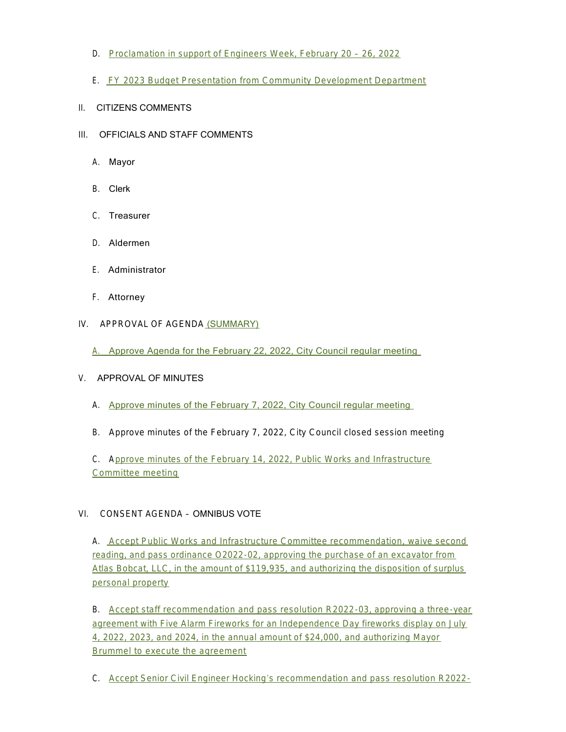D. Proclamation in support of Engineers Week, February 20 – 26, 2022

E. FY 2023 Budget Presentation from Community Development Department

II. CITIZENS COMMENTS

III. OFFICIALS AND STAFF COMMENTS

A. Mayor

B. Clerk

C. Treasurer

D. Aldermen

E. Administrator

F. Attorney

IV. APPROVAL OF AGENDA (SUMMARY)

A. Approve Agenda for the February 22, 2022, City Council regular meeting

V. APPROVAL OF MINUTES

A. Approve minutes of the February 7, 2022, City Council regular meeting

B. Approve minutes of the February 7, 2022, City Council closed session meeting

C. Approve minutes of the February 14, 2022, Public Works and Infrastructure Committee meeting

VI. CONSENT AGENDA – OMNIBUS VOTE

A. Accept Public Works and Infrastructure Committee recommendation, waive second reading, and pass ordinance O2022-02, approving the purchase of an excavator from Atlas Bobcat, LLC, in the amount of $119,935, and authorizing the disposition of surplus personal property

B. Accept staff recommendation and pass resolution R2022-03, approving a three-year agreement with Five Alarm Fireworks for an Independence Day fireworks display on July 4, 2022, 2023, and 2024, in the annual amount of $24,000, and authorizing Mayor Brummel to execute the agreement

C. Accept Senior Civil Engineer Hocking's recommendation and pass resolution R2022-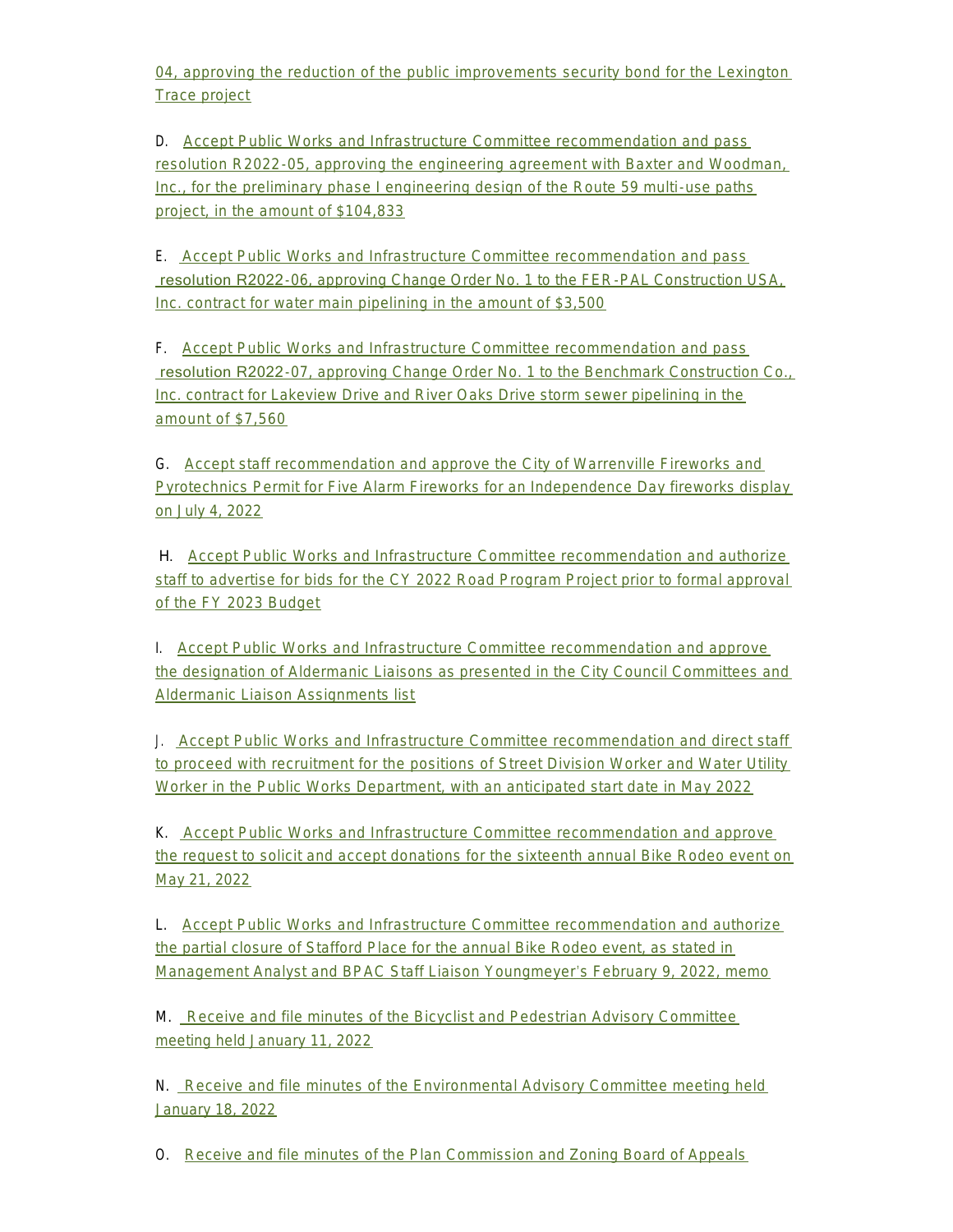04, approving the reduction of the public improvements security bond for the Lexington Trace project

D. Accept Public Works and Infrastructure Committee recommendation and pass resolution R2022-05, approving the engineering agreement with Baxter and Woodman, Inc., for the preliminary phase I engineering design of the Route 59 multi-use paths project, in the amount of $104,833

E. Accept Public Works and Infrastructure Committee recommendation and pass resolution R2022-06, approving Change Order No. 1 to the FER-PAL Construction USA, Inc. contract for water main pipelining in the amount of $3,500

F. Accept Public Works and Infrastructure Committee recommendation and pass resolution R2022-07, approving Change Order No. 1 to the Benchmark Construction Co., Inc. contract for Lakeview Drive and River Oaks Drive storm sewer pipelining in the amount of $7,560

G. Accept staff recommendation and approve the City of Warrenville Fireworks and Pyrotechnics Permit for Five Alarm Fireworks for an Independence Day fireworks display on July 4, 2022

H. Accept Public Works and Infrastructure Committee recommendation and authorize staff to advertise for bids for the CY 2022 Road Program Project prior to formal approval of the FY 2023 Budget

I. Accept Public Works and Infrastructure Committee recommendation and approve the designation of Aldermanic Liaisons as presented in the City Council Committees and Aldermanic Liaison Assignments list

J. Accept Public Works and Infrastructure Committee recommendation and direct staff to proceed with recruitment for the positions of Street Division Worker and Water Utility Worker in the Public Works Department, with an anticipated start date in May 2022

K. Accept Public Works and Infrastructure Committee recommendation and approve the request to solicit and accept donations for the sixteenth annual Bike Rodeo event on May 21, 2022

L. Accept Public Works and Infrastructure Committee recommendation and authorize the partial closure of Stafford Place for the annual Bike Rodeo event, as stated in Management Analyst and BPAC Staff Liaison Youngmeyer's February 9, 2022, memo

M. Receive and file minutes of the Bicyclist and Pedestrian Advisory Committee meeting held January 11, 2022

N. Receive and file minutes of the Environmental Advisory Committee meeting held January 18, 2022

O. Receive and file minutes of the Plan Commission and Zoning Board of Appeals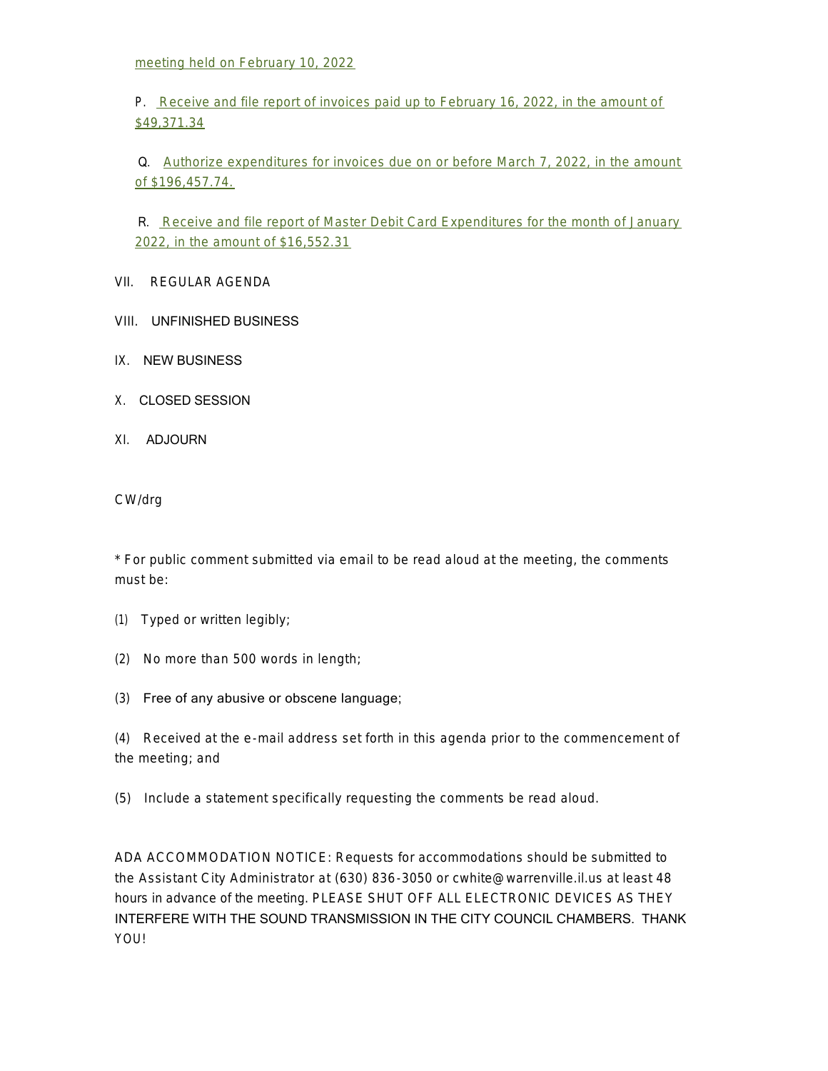meeting held on February 10, 2022

P. Receive and file report of invoices paid up to February 16, 2022, in the amount of $49,371.34

Q. Authorize expenditures for invoices due on or before March 7, 2022, in the amount of $196,457.74.

R. Receive and file report of Master Debit Card Expenditures for the month of January 2022, in the amount of $16,552.31

VII. REGULAR AGENDA

VIII. UNFINISHED BUSINESS

IX. NEW BUSINESS

X. CLOSED SESSION

XI. ADJOURN

CW/drg

* For public comment submitted via email to be read aloud at the meeting, the comments must be:

(1) Typed or written legibly;

(2) No more than 500 words in length;

(3) Free of any abusive or obscene language;

(4) Received at the e-mail address set forth in this agenda prior to the commencement of the meeting; and

(5) Include a statement specifically requesting the comments be read aloud.

ADA ACCOMMODATION NOTICE: Requests for accommodations should be submitted to the Assistant City Administrator at (630) 836-3050 or cwhite@warrenville.il.us at least 48 hours in advance of the meeting. PLEASE SHUT OFF ALL ELECTRONIC DEVICES AS THEY INTERFERE WITH THE SOUND TRANSMISSION IN THE CITY COUNCIL CHAMBERS. THANK YOU!